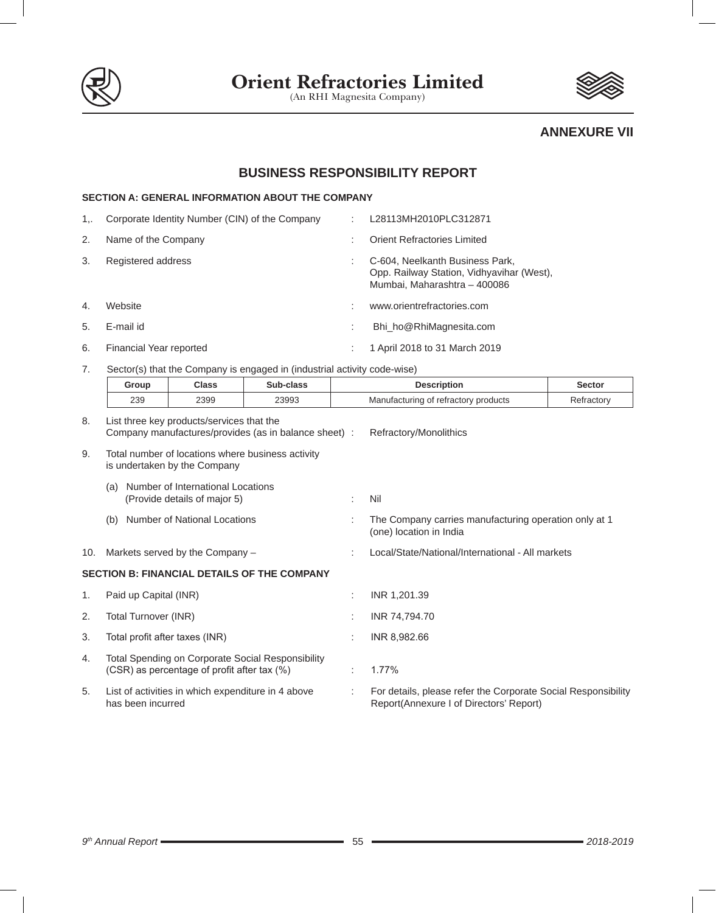# Orient Refractories Limited

(An RHI Magnesita Company)

## ANNEXURE VII

## BUSINESS RESPONSIBILITY REPORT

### SECTION A: GENERAL INFORMATION ABOUT THE COMPANY

1,. Corporate Identity Number (CIN) of the Company : L28113MH2010PLC312871

2. Name of the Company : Orient Refractories Limited

3. Registered address : C-604, Neelkanth Business Park, Opp. Railway Station, Vidhyavihar (West), Mumbai, Maharashtra – 400086

4. Website : www.orientrefractories.com

5. E-mail id : Bhi_ho@RhiMagnesita.com

6. Financial Year reported : 1 April 2018 to 31 March 2019

7. Sector(s) that the Company is engaged in (industrial activity code-wise)

| Group | Class | Sub-class | Description | Sector |
|---|---|---|---|---|
| 239 | 2399 | 23993 | Manufacturing of refractory products | Refractory |

8. List three key products/services that the Company manufactures/provides (as in balance sheet) : Refractory/Monolithics

9. Total number of locations where business activity is undertaken by the Company

   (a) Number of International Locations (Provide details of major 5) : Nil

   (b) Number of National Locations : The Company carries manufacturing operation only at 1 (one) location in India

10. Markets served by the Company – : Local/State/National/International - All markets

### SECTION B: FINANCIAL DETAILS OF THE COMPANY

1. Paid up Capital (INR) : INR 1,201.39

2. Total Turnover (INR) : INR 74,794.70

3. Total profit after taxes (INR) : INR 8,982.66

4. Total Spending on Corporate Social Responsibility (CSR) as percentage of profit after tax (%) : 1.77%

5. List of activities in which expenditure in 4 above has been incurred : For details, please refer the Corporate Social Responsibility Report(Annexure I of Directors' Report)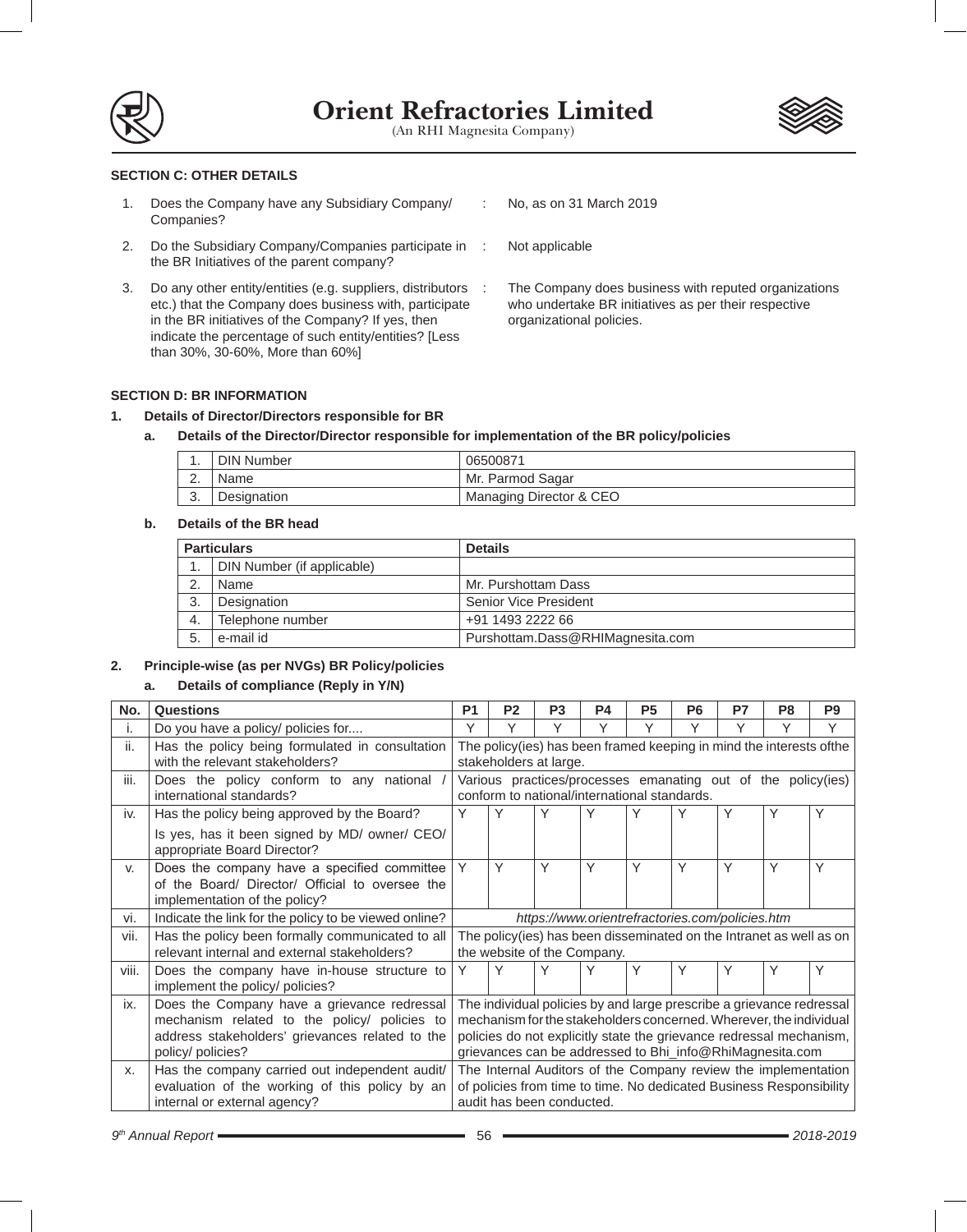## SECTION C: OTHER DETAILS

1. Does the Company have any Subsidiary Company/ Companies? : No, as on 31 March 2019
2. Do the Subsidiary Company/Companies participate in the BR Initiatives of the parent company? : Not applicable
3. Do any other entity/entities (e.g. suppliers, distributors etc.) that the Company does business with, participate in the BR initiatives of the Company? If yes, then indicate the percentage of such entity/entities? [Less than 30%, 30-60%, More than 60%] : The Company does business with reputed organizations who undertake BR initiatives as per their respective organizational policies.

## SECTION D: BR INFORMATION

**1. Details of Director/Directors responsible for BR**

**a. Details of the Director/Director responsible for implementation of the BR policy/policies**

| | | |
|---|---|---|
| 1. | DIN Number | 06500871 |
| 2. | Name | Mr. Parmod Sagar |
| 3. | Designation | Managing Director & CEO |

**b. Details of the BR head**

| Particulars | | Details |
|---|---|---|
| 1. | DIN Number (if applicable) | |
| 2. | Name | Mr. Purshottam Dass |
| 3. | Designation | Senior Vice President |
| 4. | Telephone number | +91 1493 2222 66 |
| 5. | e-mail id | Purshottam.Dass@RHIMagnesita.com |

**2. Principle-wise (as per NVGs) BR Policy/policies**

**a. Details of compliance (Reply in Y/N)**

| No. | Questions | P1 | P2 | P3 | P4 | P5 | P6 | P7 | P8 | P9 |
|---|---|---|---|---|---|---|---|---|---|---|
| i. | Do you have a policy/ policies for.... | Y | Y | Y | Y | Y | Y | Y | Y | Y |
| ii. | Has the policy being formulated in consultation with the relevant stakeholders? | The policy(ies) has been framed keeping in mind the interests ofthe stakeholders at large. | | | | | | | | |
| iii. | Does the policy conform to any national / international standards? | Various practices/processes emanating out of the policy(ies) conform to national/international standards. | | | | | | | | |
| iv. | Has the policy being approved by the Board? Is yes, has it been signed by MD/ owner/ CEO/ appropriate Board Director? | Y | Y | Y | Y | Y | Y | Y | Y | Y |
| v. | Does the company have a specified committee of the Board/ Director/ Official to oversee the implementation of the policy? | Y | Y | Y | Y | Y | Y | Y | Y | Y |
| vi. | Indicate the link for the policy to be viewed online? | *https://www.orientrefractories.com/policies.htm* | | | | | | | | |
| vii. | Has the policy been formally communicated to all relevant internal and external stakeholders? | The policy(ies) has been disseminated on the Intranet as well as on the website of the Company. | | | | | | | | |
| viii. | Does the company have in-house structure to implement the policy/ policies? | Y | Y | Y | Y | Y | Y | Y | Y | Y |
| ix. | Does the Company have a grievance redressal mechanism related to the policy/ policies to address stakeholders' grievances related to the policy/ policies? | The individual policies by and large prescribe a grievance redressal mechanism for the stakeholders concerned. Wherever, the individual policies do not explicitly state the grievance redressal mechanism, grievances can be addressed to Bhi_info@RhiMagnesita.com | | | | | | | | |
| x. | Has the company carried out independent audit/ evaluation of the working of this policy by an internal or external agency? | The Internal Auditors of the Company review the implementation of policies from time to time. No dedicated Business Responsibility audit has been conducted. | | | | | | | | |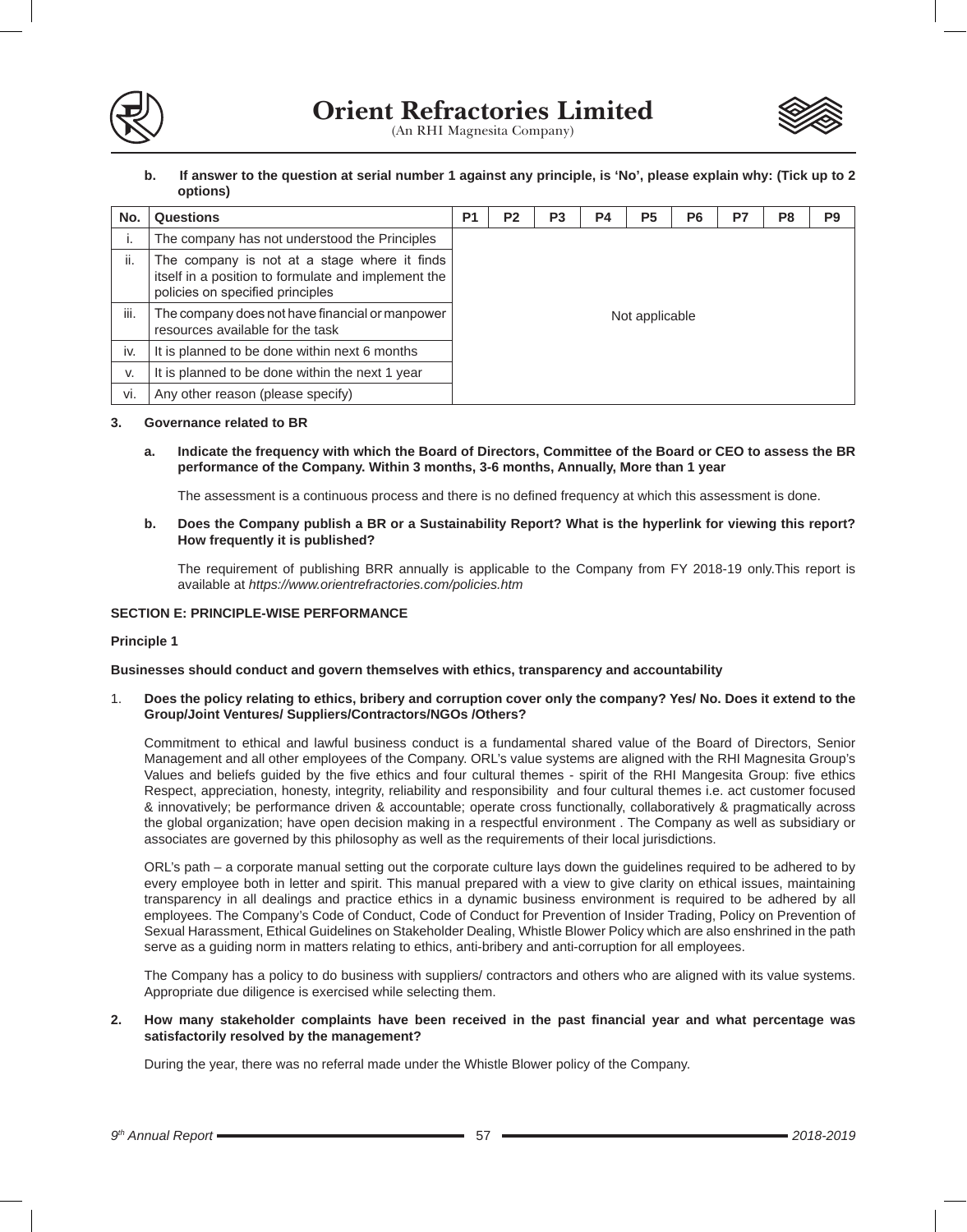**b. If answer to the question at serial number 1 against any principle, is 'No', please explain why: (Tick up to 2 options)**

| No. | Questions | P1 | P2 | P3 | P4 | P5 | P6 | P7 | P8 | P9 |
|---|---|---|---|---|---|---|---|---|---|---|
| i. | The company has not understood the Principles | Not applicable | | | | | | | | |
| ii. | The company is not at a stage where it finds itself in a position to formulate and implement the policies on specified principles | | | | | | | | | |
| iii. | The company does not have financial or manpower resources available for the task | | | | | | | | | |
| iv. | It is planned to be done within next 6 months | | | | | | | | | |
| v. | It is planned to be done within the next 1 year | | | | | | | | | |
| vi. | Any other reason (please specify) | | | | | | | | | |

**3. Governance related to BR**

**a. Indicate the frequency with which the Board of Directors, Committee of the Board or CEO to assess the BR performance of the Company. Within 3 months, 3-6 months, Annually, More than 1 year**

The assessment is a continuous process and there is no defined frequency at which this assessment is done.

**b. Does the Company publish a BR or a Sustainability Report? What is the hyperlink for viewing this report? How frequently it is published?**

The requirement of publishing BRR annually is applicable to the Company from FY 2018-19 only.This report is available at *https://www.orientrefractories.com/policies.htm*

**SECTION E: PRINCIPLE-WISE PERFORMANCE**

**Principle 1**

**Businesses should conduct and govern themselves with ethics, transparency and accountability**

1. **Does the policy relating to ethics, bribery and corruption cover only the company? Yes/ No. Does it extend to the Group/Joint Ventures/ Suppliers/Contractors/NGOs /Others?**

Commitment to ethical and lawful business conduct is a fundamental shared value of the Board of Directors, Senior Management and all other employees of the Company. ORL's value systems are aligned with the RHI Magnesita Group's Values and beliefs guided by the five ethics and four cultural themes - spirit of the RHI Mangesita Group: five ethics Respect, appreciation, honesty, integrity, reliability and responsibility and four cultural themes i.e. act customer focused & innovatively; be performance driven & accountable; operate cross functionally, collaboratively & pragmatically across the global organization; have open decision making in a respectful environment . The Company as well as subsidiary or associates are governed by this philosophy as well as the requirements of their local jurisdictions.

ORL's path – a corporate manual setting out the corporate culture lays down the guidelines required to be adhered to by every employee both in letter and spirit. This manual prepared with a view to give clarity on ethical issues, maintaining transparency in all dealings and practice ethics in a dynamic business environment is required to be adhered by all employees. The Company's Code of Conduct, Code of Conduct for Prevention of Insider Trading, Policy on Prevention of Sexual Harassment, Ethical Guidelines on Stakeholder Dealing, Whistle Blower Policy which are also enshrined in the path serve as a guiding norm in matters relating to ethics, anti-bribery and anti-corruption for all employees.

The Company has a policy to do business with suppliers/ contractors and others who are aligned with its value systems. Appropriate due diligence is exercised while selecting them.

2. **How many stakeholder complaints have been received in the past financial year and what percentage was satisfactorily resolved by the management?**

During the year, there was no referral made under the Whistle Blower policy of the Company.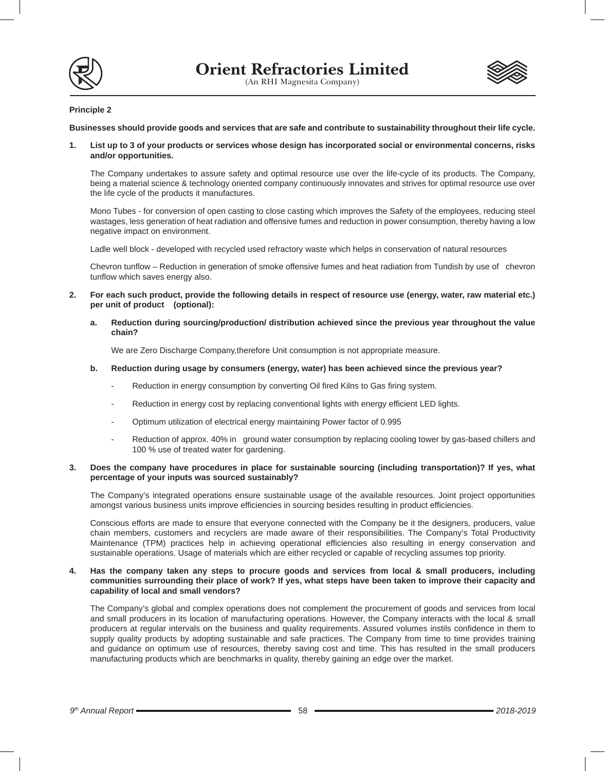**Principle 2**

**Businesses should provide goods and services that are safe and contribute to sustainability throughout their life cycle.**

**1. List up to 3 of your products or services whose design has incorporated social or environmental concerns, risks and/or opportunities.**

The Company undertakes to assure safety and optimal resource use over the life-cycle of its products. The Company, being a material science & technology oriented company continuously innovates and strives for optimal resource use over the life cycle of the products it manufactures.

Mono Tubes - for conversion of open casting to close casting which improves the Safety of the employees, reducing steel wastages, less generation of heat radiation and offensive fumes and reduction in power consumption, thereby having a low negative impact on environment.

Ladle well block - developed with recycled used refractory waste which helps in conservation of natural resources

Chevron tunflow – Reduction in generation of smoke offensive fumes and heat radiation from Tundish by use of chevron tunflow which saves energy also.

**2. For each such product, provide the following details in respect of resource use (energy, water, raw material etc.) per unit of product (optional):**

**a. Reduction during sourcing/production/ distribution achieved since the previous year throughout the value chain?**

We are Zero Discharge Company,therefore Unit consumption is not appropriate measure.

**b. Reduction during usage by consumers (energy, water) has been achieved since the previous year?**

- Reduction in energy consumption by converting Oil fired Kilns to Gas firing system.
- Reduction in energy cost by replacing conventional lights with energy efficient LED lights.
- Optimum utilization of electrical energy maintaining Power factor of 0.995
- Reduction of approx. 40% in ground water consumption by replacing cooling tower by gas-based chillers and 100 % use of treated water for gardening.

**3. Does the company have procedures in place for sustainable sourcing (including transportation)? If yes, what percentage of your inputs was sourced sustainably?**

The Company's integrated operations ensure sustainable usage of the available resources. Joint project opportunities amongst various business units improve efficiencies in sourcing besides resulting in product efficiencies.

Conscious efforts are made to ensure that everyone connected with the Company be it the designers, producers, value chain members, customers and recyclers are made aware of their responsibilities. The Company's Total Productivity Maintenance (TPM) practices help in achieving operational efficiencies also resulting in energy conservation and sustainable operations. Usage of materials which are either recycled or capable of recycling assumes top priority.

**4. Has the company taken any steps to procure goods and services from local & small producers, including communities surrounding their place of work? If yes, what steps have been taken to improve their capacity and capability of local and small vendors?**

The Company's global and complex operations does not complement the procurement of goods and services from local and small producers in its location of manufacturing operations. However, the Company interacts with the local & small producers at regular intervals on the business and quality requirements. Assured volumes instils confidence in them to supply quality products by adopting sustainable and safe practices. The Company from time to time provides training and guidance on optimum use of resources, thereby saving cost and time. This has resulted in the small producers manufacturing products which are benchmarks in quality, thereby gaining an edge over the market.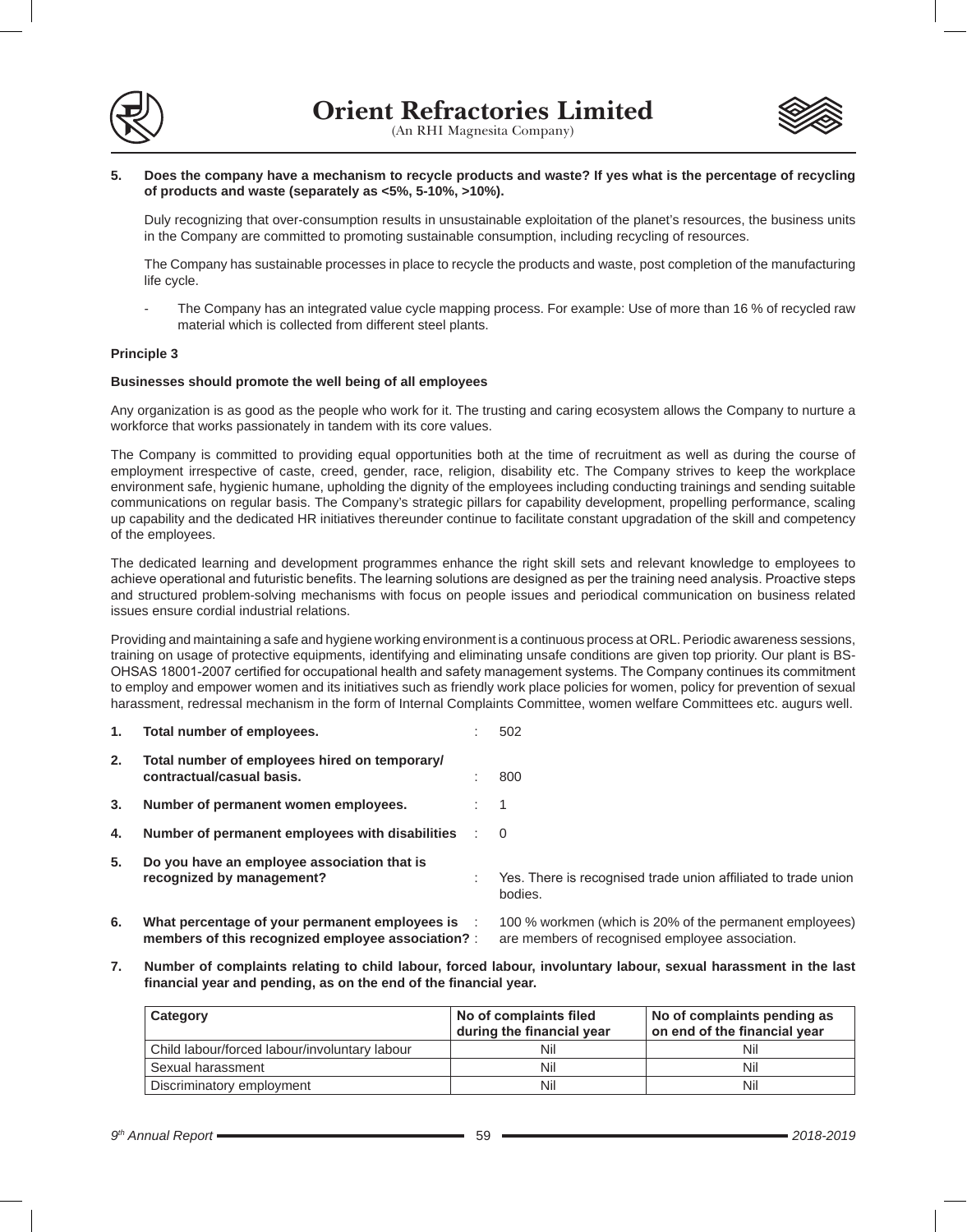**5. Does the company have a mechanism to recycle products and waste? If yes what is the percentage of recycling of products and waste (separately as <5%, 5-10%, >10%).**

Duly recognizing that over-consumption results in unsustainable exploitation of the planet's resources, the business units in the Company are committed to promoting sustainable consumption, including recycling of resources.

The Company has sustainable processes in place to recycle the products and waste, post completion of the manufacturing life cycle.

- The Company has an integrated value cycle mapping process. For example: Use of more than 16 % of recycled raw material which is collected from different steel plants.

**Principle 3**

**Businesses should promote the well being of all employees**

Any organization is as good as the people who work for it. The trusting and caring ecosystem allows the Company to nurture a workforce that works passionately in tandem with its core values.

The Company is committed to providing equal opportunities both at the time of recruitment as well as during the course of employment irrespective of caste, creed, gender, race, religion, disability etc. The Company strives to keep the workplace environment safe, hygienic humane, upholding the dignity of the employees including conducting trainings and sending suitable communications on regular basis. The Company's strategic pillars for capability development, propelling performance, scaling up capability and the dedicated HR initiatives thereunder continue to facilitate constant upgradation of the skill and competency of the employees.

The dedicated learning and development programmes enhance the right skill sets and relevant knowledge to employees to achieve operational and futuristic benefits. The learning solutions are designed as per the training need analysis. Proactive steps and structured problem-solving mechanisms with focus on people issues and periodical communication on business related issues ensure cordial industrial relations.

Providing and maintaining a safe and hygiene working environment is a continuous process at ORL. Periodic awareness sessions, training on usage of protective equipments, identifying and eliminating unsafe conditions are given top priority. Our plant is BS-OHSAS 18001-2007 certified for occupational health and safety management systems. The Company continues its commitment to employ and empower women and its initiatives such as friendly work place policies for women, policy for prevention of sexual harassment, redressal mechanism in the form of Internal Complaints Committee, women welfare Committees etc. augurs well.

1. **Total number of employees.** : 502
2. **Total number of employees hired on temporary/contractual/casual basis.** : 800
3. **Number of permanent women employees.** : 1
4. **Number of permanent employees with disabilities** : 0
5. **Do you have an employee association that is recognized by management?** : Yes. There is recognised trade union affiliated to trade union bodies.
6. **What percentage of your permanent employees is members of this recognized employee association?** : 100 % workmen (which is 20% of the permanent employees) are members of recognised employee association.
7. **Number of complaints relating to child labour, forced labour, involuntary labour, sexual harassment in the last financial year and pending, as on the end of the financial year.**

| Category | No of complaints filed during the financial year | No of complaints pending as on end of the financial year |
|---|---|---|
| Child labour/forced labour/involuntary labour | Nil | Nil |
| Sexual harassment | Nil | Nil |
| Discriminatory employment | Nil | Nil |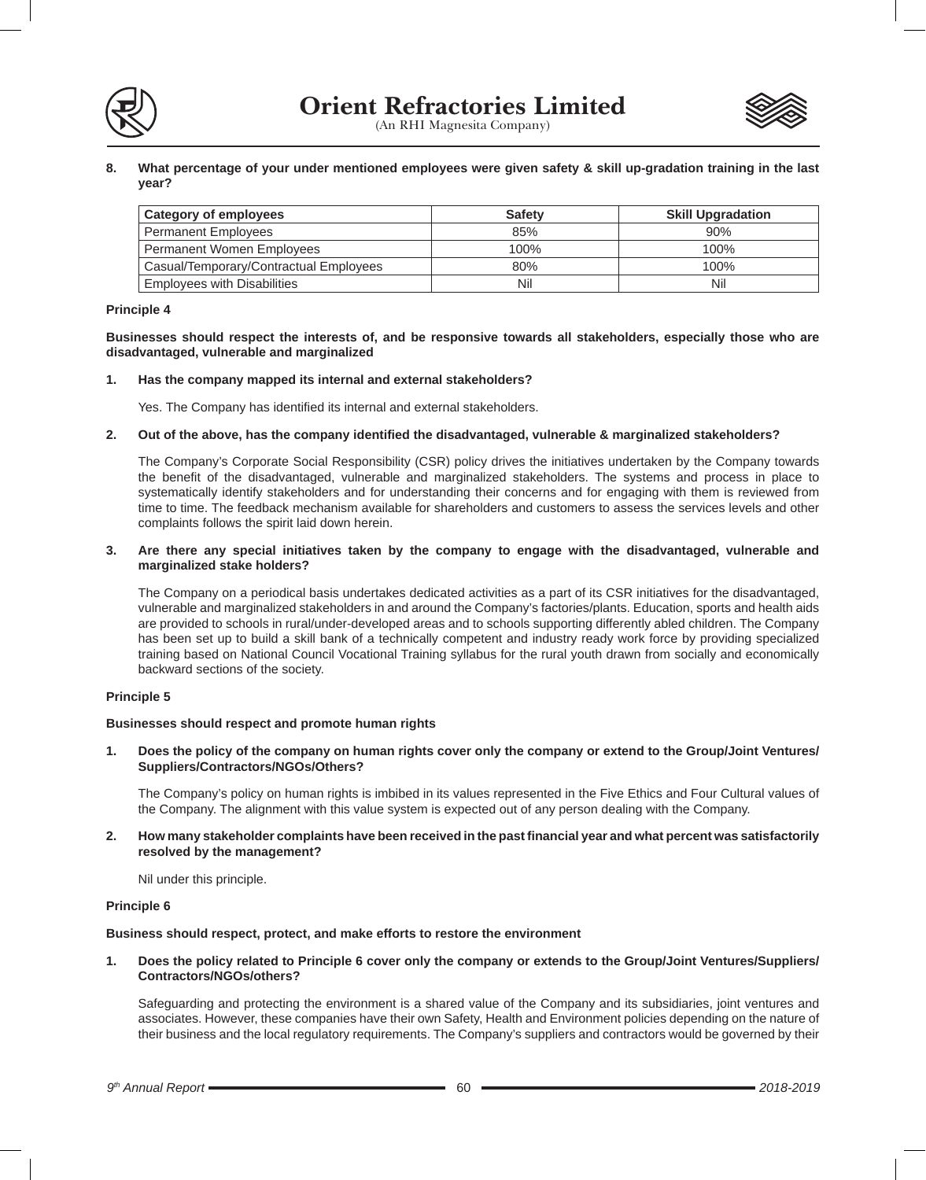**8. What percentage of your under mentioned employees were given safety & skill up-gradation training in the last year?**

| Category of employees | Safety | Skill Upgradation |
|---|---|---|
| Permanent Employees | 85% | 90% |
| Permanent Women Employees | 100% | 100% |
| Casual/Temporary/Contractual Employees | 80% | 100% |
| Employees with Disabilities | Nil | Nil |

**Principle 4**

**Businesses should respect the interests of, and be responsive towards all stakeholders, especially those who are disadvantaged, vulnerable and marginalized**

**1. Has the company mapped its internal and external stakeholders?**

Yes. The Company has identified its internal and external stakeholders.

**2. Out of the above, has the company identified the disadvantaged, vulnerable & marginalized stakeholders?**

The Company's Corporate Social Responsibility (CSR) policy drives the initiatives undertaken by the Company towards the benefit of the disadvantaged, vulnerable and marginalized stakeholders. The systems and process in place to systematically identify stakeholders and for understanding their concerns and for engaging with them is reviewed from time to time. The feedback mechanism available for shareholders and customers to assess the services levels and other complaints follows the spirit laid down herein.

**3. Are there any special initiatives taken by the company to engage with the disadvantaged, vulnerable and marginalized stake holders?**

The Company on a periodical basis undertakes dedicated activities as a part of its CSR initiatives for the disadvantaged, vulnerable and marginalized stakeholders in and around the Company's factories/plants. Education, sports and health aids are provided to schools in rural/under-developed areas and to schools supporting differently abled children. The Company has been set up to build a skill bank of a technically competent and industry ready work force by providing specialized training based on National Council Vocational Training syllabus for the rural youth drawn from socially and economically backward sections of the society.

**Principle 5**

**Businesses should respect and promote human rights**

**1. Does the policy of the company on human rights cover only the company or extend to the Group/Joint Ventures/ Suppliers/Contractors/NGOs/Others?**

The Company's policy on human rights is imbibed in its values represented in the Five Ethics and Four Cultural values of the Company. The alignment with this value system is expected out of any person dealing with the Company.

**2. How many stakeholder complaints have been received in the past financial year and what percent was satisfactorily resolved by the management?**

Nil under this principle.

**Principle 6**

**Business should respect, protect, and make efforts to restore the environment**

**1. Does the policy related to Principle 6 cover only the company or extends to the Group/Joint Ventures/Suppliers/ Contractors/NGOs/others?**

Safeguarding and protecting the environment is a shared value of the Company and its subsidiaries, joint ventures and associates. However, these companies have their own Safety, Health and Environment policies depending on the nature of their business and the local regulatory requirements. The Company's suppliers and contractors would be governed by their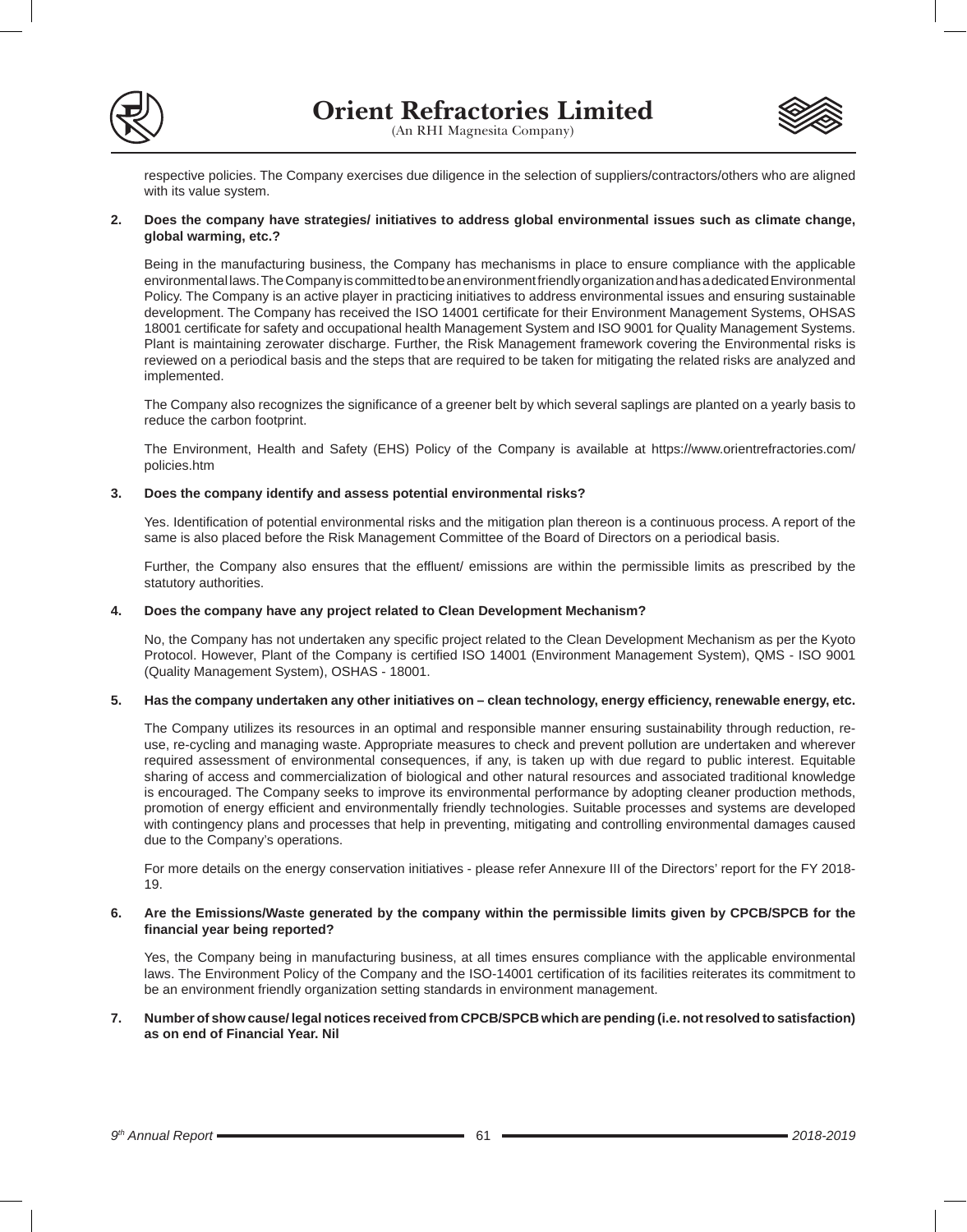respective policies. The Company exercises due diligence in the selection of suppliers/contractors/others who are aligned with its value system.

**2. Does the company have strategies/ initiatives to address global environmental issues such as climate change, global warming, etc.?**

Being in the manufacturing business, the Company has mechanisms in place to ensure compliance with the applicable environmental laws. The Company is committed to be an environment friendly organization and has a dedicated Environmental Policy. The Company is an active player in practicing initiatives to address environmental issues and ensuring sustainable development. The Company has received the ISO 14001 certificate for their Environment Management Systems, OHSAS 18001 certificate for safety and occupational health Management System and ISO 9001 for Quality Management Systems. Plant is maintaining zerowater discharge. Further, the Risk Management framework covering the Environmental risks is reviewed on a periodical basis and the steps that are required to be taken for mitigating the related risks are analyzed and implemented.

The Company also recognizes the significance of a greener belt by which several saplings are planted on a yearly basis to reduce the carbon footprint.

The Environment, Health and Safety (EHS) Policy of the Company is available at https://www.orientrefractories.com/policies.htm

**3. Does the company identify and assess potential environmental risks?**

Yes. Identification of potential environmental risks and the mitigation plan thereon is a continuous process. A report of the same is also placed before the Risk Management Committee of the Board of Directors on a periodical basis.

Further, the Company also ensures that the effluent/ emissions are within the permissible limits as prescribed by the statutory authorities.

**4. Does the company have any project related to Clean Development Mechanism?**

No, the Company has not undertaken any specific project related to the Clean Development Mechanism as per the Kyoto Protocol. However, Plant of the Company is certified ISO 14001 (Environment Management System), QMS - ISO 9001 (Quality Management System), OSHAS - 18001.

**5. Has the company undertaken any other initiatives on – clean technology, energy efficiency, renewable energy, etc.**

The Company utilizes its resources in an optimal and responsible manner ensuring sustainability through reduction, re-use, re-cycling and managing waste. Appropriate measures to check and prevent pollution are undertaken and wherever required assessment of environmental consequences, if any, is taken up with due regard to public interest. Equitable sharing of access and commercialization of biological and other natural resources and associated traditional knowledge is encouraged. The Company seeks to improve its environmental performance by adopting cleaner production methods, promotion of energy efficient and environmentally friendly technologies. Suitable processes and systems are developed with contingency plans and processes that help in preventing, mitigating and controlling environmental damages caused due to the Company's operations.

For more details on the energy conservation initiatives - please refer Annexure III of the Directors' report for the FY 2018-19.

**6. Are the Emissions/Waste generated by the company within the permissible limits given by CPCB/SPCB for the financial year being reported?**

Yes, the Company being in manufacturing business, at all times ensures compliance with the applicable environmental laws. The Environment Policy of the Company and the ISO-14001 certification of its facilities reiterates its commitment to be an environment friendly organization setting standards in environment management.

**7. Number of show cause/ legal notices received from CPCB/SPCB which are pending (i.e. not resolved to satisfaction) as on end of Financial Year. Nil**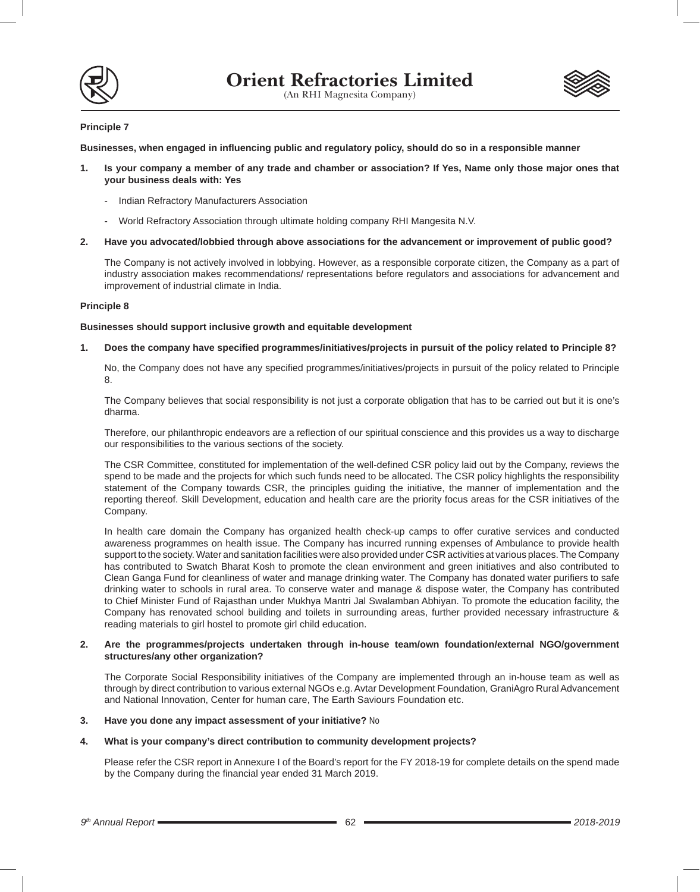**Principle 7**

**Businesses, when engaged in influencing public and regulatory policy, should do so in a responsible manner**

1. **Is your company a member of any trade and chamber or association? If Yes, Name only those major ones that your business deals with: Yes**

   - Indian Refractory Manufacturers Association
   - World Refractory Association through ultimate holding company RHI Mangesita N.V.

2. **Have you advocated/lobbied through above associations for the advancement or improvement of public good?**

   The Company is not actively involved in lobbying. However, as a responsible corporate citizen, the Company as a part of industry association makes recommendations/ representations before regulators and associations for advancement and improvement of industrial climate in India.

**Principle 8**

**Businesses should support inclusive growth and equitable development**

1. **Does the company have specified programmes/initiatives/projects in pursuit of the policy related to Principle 8?**

   No, the Company does not have any specified programmes/initiatives/projects in pursuit of the policy related to Principle 8.

   The Company believes that social responsibility is not just a corporate obligation that has to be carried out but it is one's dharma.

   Therefore, our philanthropic endeavors are a reflection of our spiritual conscience and this provides us a way to discharge our responsibilities to the various sections of the society.

   The CSR Committee, constituted for implementation of the well-defined CSR policy laid out by the Company, reviews the spend to be made and the projects for which such funds need to be allocated. The CSR policy highlights the responsibility statement of the Company towards CSR, the principles guiding the initiative, the manner of implementation and the reporting thereof. Skill Development, education and health care are the priority focus areas for the CSR initiatives of the Company.

   In health care domain the Company has organized health check-up camps to offer curative services and conducted awareness programmes on health issue. The Company has incurred running expenses of Ambulance to provide health support to the society. Water and sanitation facilities were also provided under CSR activities at various places. The Company has contributed to Swatch Bharat Kosh to promote the clean environment and green initiatives and also contributed to Clean Ganga Fund for cleanliness of water and manage drinking water. The Company has donated water purifiers to safe drinking water to schools in rural area. To conserve water and manage & dispose water, the Company has contributed to Chief Minister Fund of Rajasthan under Mukhya Mantri Jal Swalamban Abhiyan. To promote the education facility, the Company has renovated school building and toilets in surrounding areas, further provided necessary infrastructure & reading materials to girl hostel to promote girl child education.

2. **Are the programmes/projects undertaken through in-house team/own foundation/external NGO/government structures/any other organization?**

   The Corporate Social Responsibility initiatives of the Company are implemented through an in-house team as well as through by direct contribution to various external NGOs e.g. Avtar Development Foundation, GraniAgro Rural Advancement and National Innovation, Center for human care, The Earth Saviours Foundation etc.

3. **Have you done any impact assessment of your initiative?** No

4. **What is your company's direct contribution to community development projects?**

   Please refer the CSR report in Annexure I of the Board's report for the FY 2018-19 for complete details on the spend made by the Company during the financial year ended 31 March 2019.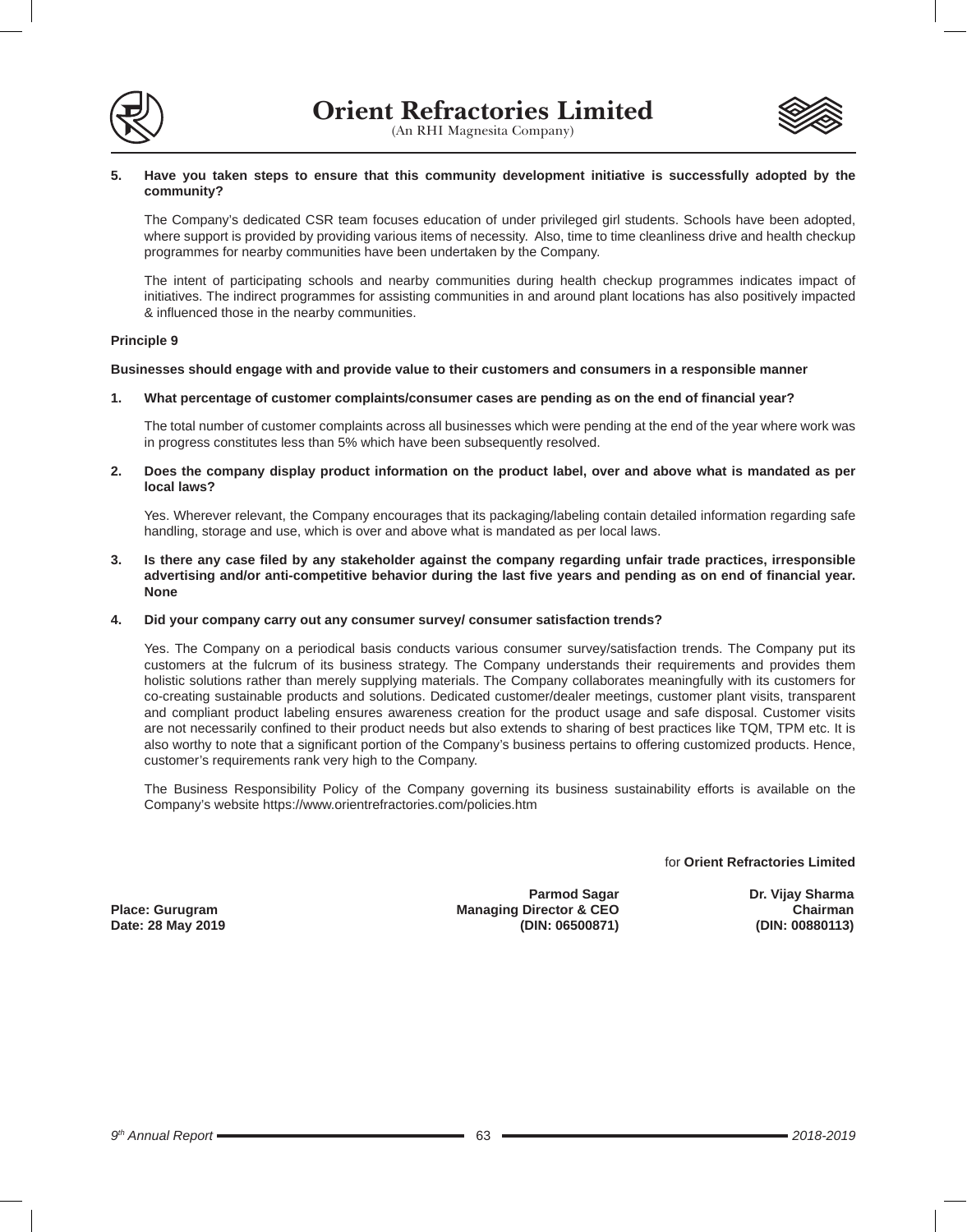**5. Have you taken steps to ensure that this community development initiative is successfully adopted by the community?**

The Company's dedicated CSR team focuses education of under privileged girl students. Schools have been adopted, where support is provided by providing various items of necessity. Also, time to time cleanliness drive and health checkup programmes for nearby communities have been undertaken by the Company.

The intent of participating schools and nearby communities during health checkup programmes indicates impact of initiatives. The indirect programmes for assisting communities in and around plant locations has also positively impacted & influenced those in the nearby communities.

**Principle 9**

**Businesses should engage with and provide value to their customers and consumers in a responsible manner**

**1. What percentage of customer complaints/consumer cases are pending as on the end of financial year?**

The total number of customer complaints across all businesses which were pending at the end of the year where work was in progress constitutes less than 5% which have been subsequently resolved.

**2. Does the company display product information on the product label, over and above what is mandated as per local laws?**

Yes. Wherever relevant, the Company encourages that its packaging/labeling contain detailed information regarding safe handling, storage and use, which is over and above what is mandated as per local laws.

**3. Is there any case filed by any stakeholder against the company regarding unfair trade practices, irresponsible advertising and/or anti-competitive behavior during the last five years and pending as on end of financial year. None**

**4. Did your company carry out any consumer survey/ consumer satisfaction trends?**

Yes. The Company on a periodical basis conducts various consumer survey/satisfaction trends. The Company put its customers at the fulcrum of its business strategy. The Company understands their requirements and provides them holistic solutions rather than merely supplying materials. The Company collaborates meaningfully with its customers for co-creating sustainable products and solutions. Dedicated customer/dealer meetings, customer plant visits, transparent and compliant product labeling ensures awareness creation for the product usage and safe disposal. Customer visits are not necessarily confined to their product needs but also extends to sharing of best practices like TQM, TPM etc. It is also worthy to note that a significant portion of the Company's business pertains to offering customized products. Hence, customer's requirements rank very high to the Company.

The Business Responsibility Policy of the Company governing its business sustainability efforts is available on the Company's website https://www.orientrefractories.com/policies.htm

for **Orient Refractories Limited**

**Place: Gurugram**
**Date: 28 May 2019**

**Parmod Sagar**
**Managing Director & CEO**
**(DIN: 06500871)**

**Dr. Vijay Sharma**
**Chairman**
**(DIN: 00880113)**